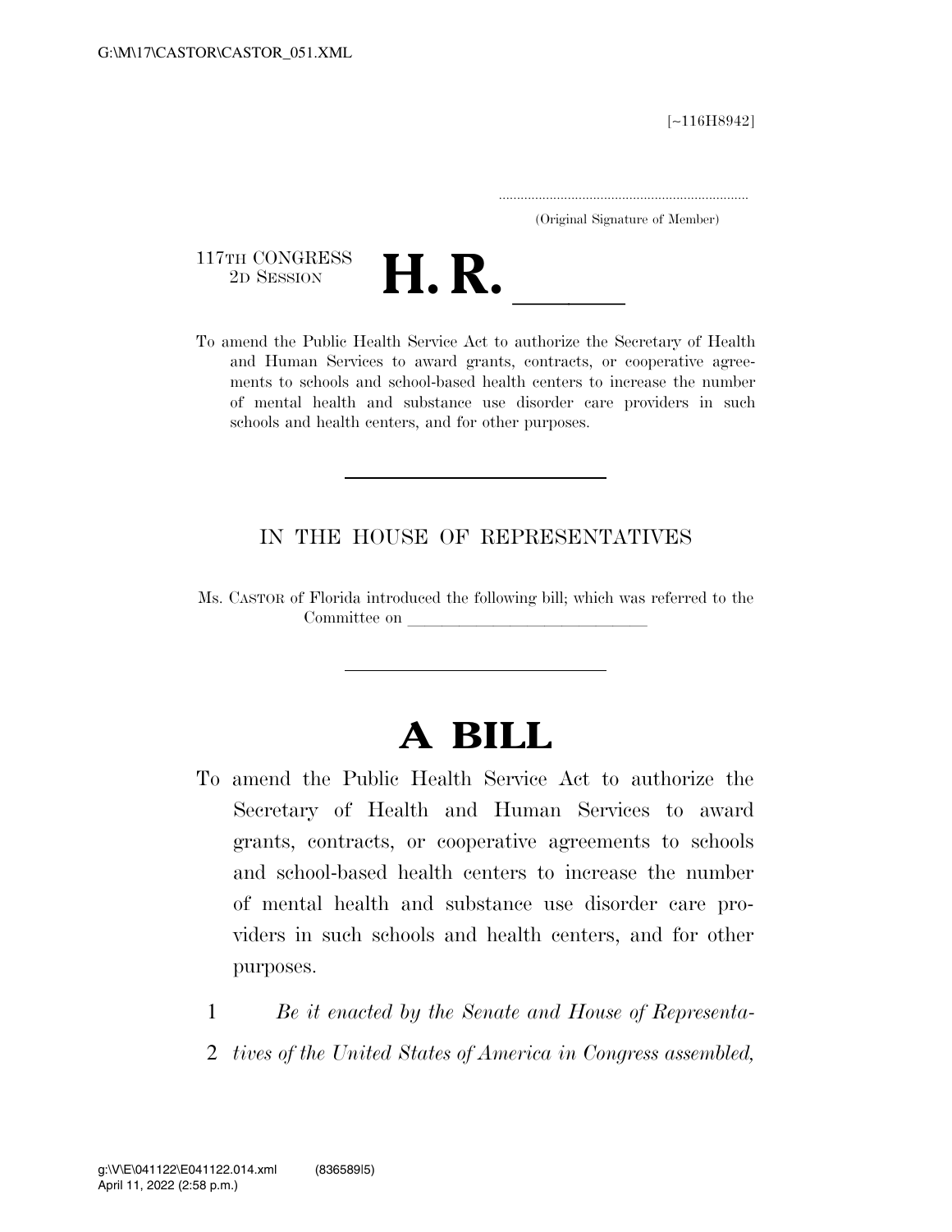G:\M\17\CASTOR\CASTOR_051.XML

[~116H8942]

.....................................................................
(Original Signature of Member)

117TH CONGRESS
2D SESSION

# H. R. \_\_\_\_\_\_

To amend the Public Health Service Act to authorize the Secretary of Health and Human Services to award grants, contracts, or cooperative agreements to schools and school-based health centers to increase the number of mental health and substance use disorder care providers in such schools and health centers, and for other purposes.

---

IN THE HOUSE OF REPRESENTATIVES

Ms. CASTOR of Florida introduced the following bill; which was referred to the Committee on \_\_\_\_\_\_\_\_\_\_\_\_\_\_\_\_\_\_\_\_\_\_\_\_\_\_\_\_\_\_

---

# A BILL

To amend the Public Health Service Act to authorize the Secretary of Health and Human Services to award grants, contracts, or cooperative agreements to schools and school-based health centers to increase the number of mental health and substance use disorder care providers in such schools and health centers, and for other purposes.

1 *Be it enacted by the Senate and House of Representa-*
2 *tives of the United States of America in Congress assembled,*

g:\V\E\041122\E041122.014.xml (836589|5)
April 11, 2022 (2:58 p.m.)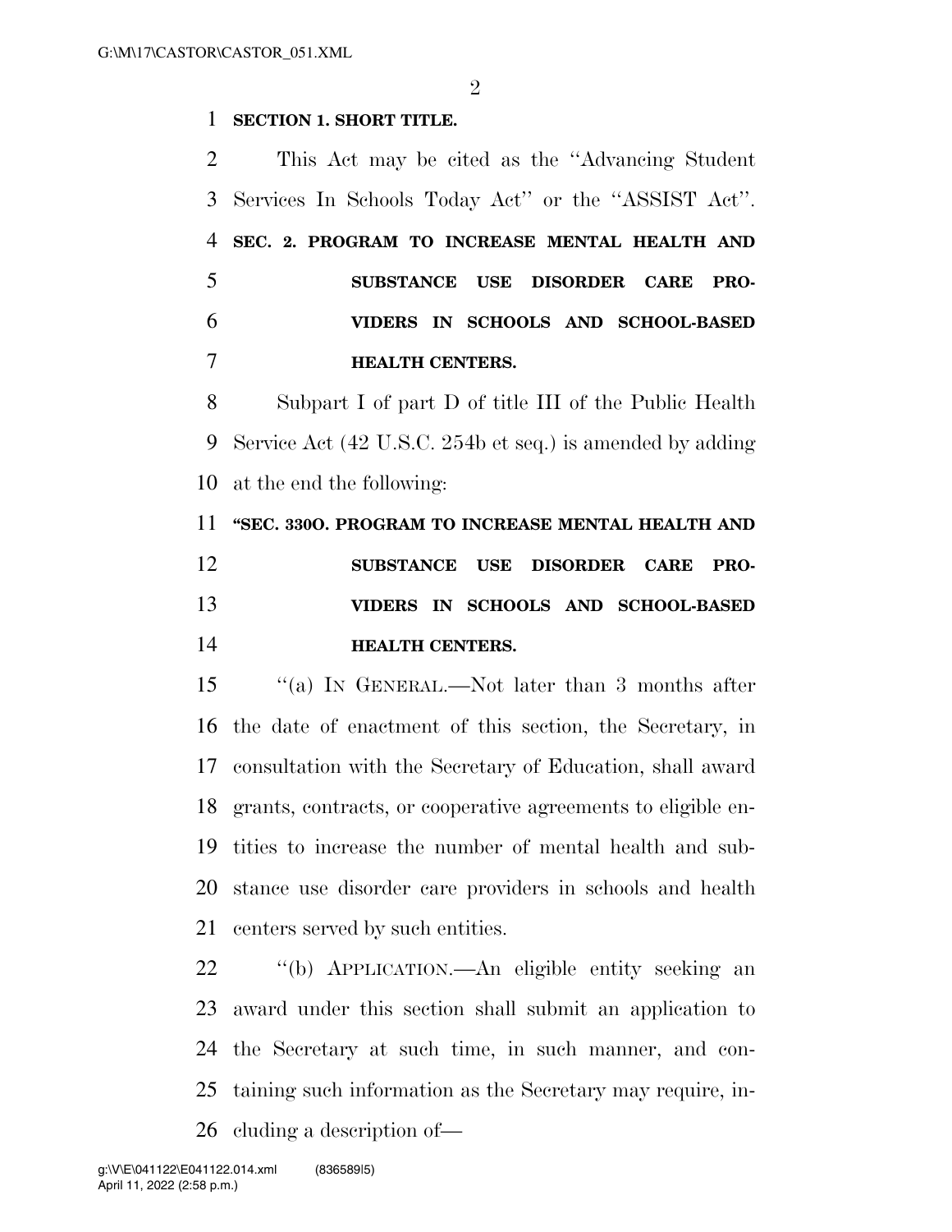**SECTION 1. SHORT TITLE.**

This Act may be cited as the ''Advancing Student Services In Schools Today Act'' or the ''ASSIST Act''.

**SEC. 2. PROGRAM TO INCREASE MENTAL HEALTH AND SUBSTANCE USE DISORDER CARE PROVIDERS IN SCHOOLS AND SCHOOL-BASED HEALTH CENTERS.**

Subpart I of part D of title III of the Public Health Service Act (42 U.S.C. 254b et seq.) is amended by adding at the end the following:

**''SEC. 330O. PROGRAM TO INCREASE MENTAL HEALTH AND SUBSTANCE USE DISORDER CARE PROVIDERS IN SCHOOLS AND SCHOOL-BASED HEALTH CENTERS.**

''(a) IN GENERAL.—Not later than 3 months after the date of enactment of this section, the Secretary, in consultation with the Secretary of Education, shall award grants, contracts, or cooperative agreements to eligible entities to increase the number of mental health and substance use disorder care providers in schools and health centers served by such entities.

''(b) APPLICATION.—An eligible entity seeking an award under this section shall submit an application to the Secretary at such time, in such manner, and containing such information as the Secretary may require, including a description of—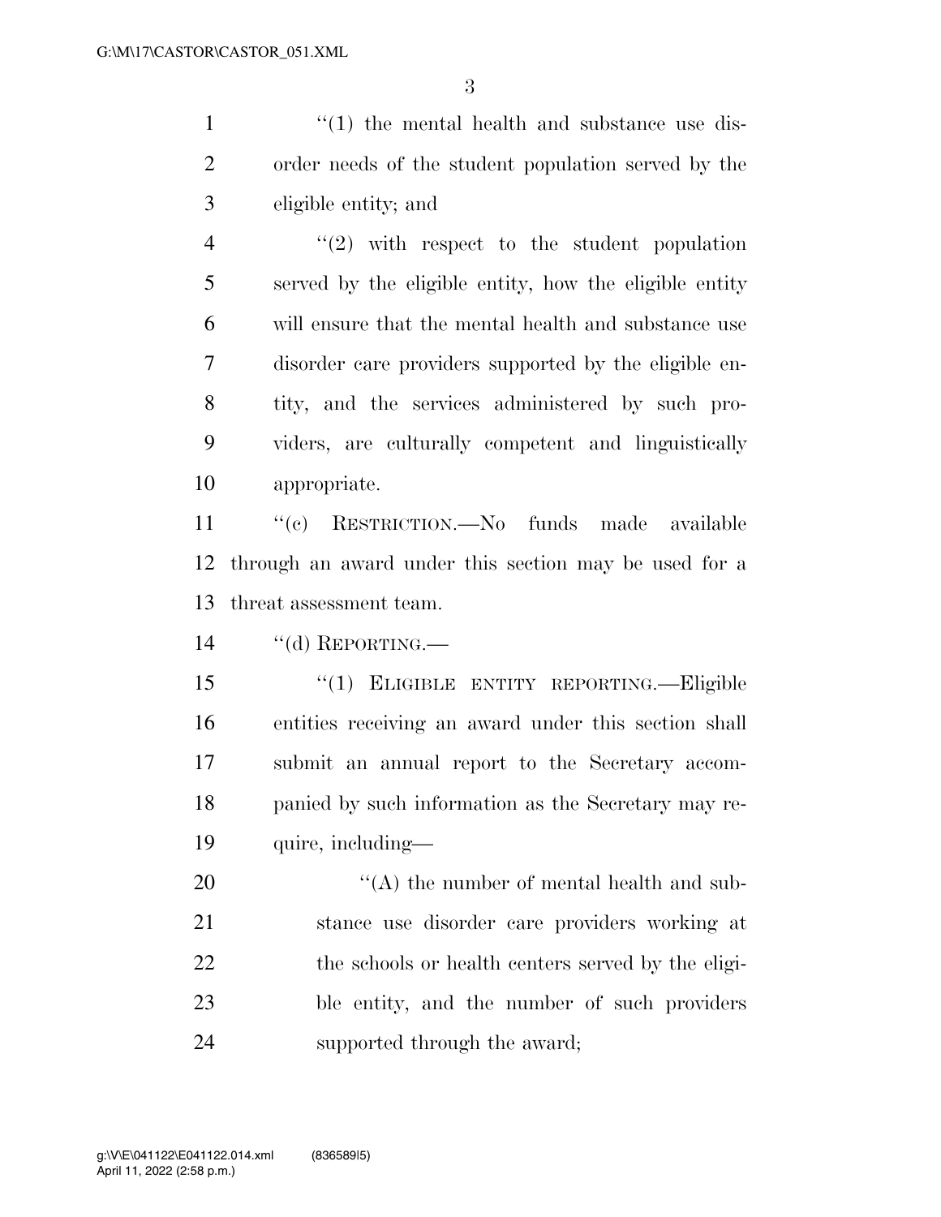"(1) the mental health and substance use disorder needs of the student population served by the eligible entity; and

"(2) with respect to the student population served by the eligible entity, how the eligible entity will ensure that the mental health and substance use disorder care providers supported by the eligible entity, and the services administered by such providers, are culturally competent and linguistically appropriate.

"(c) RESTRICTION.—No funds made available through an award under this section may be used for a threat assessment team.

"(d) REPORTING.—

"(1) ELIGIBLE ENTITY REPORTING.—Eligible entities receiving an award under this section shall submit an annual report to the Secretary accompanied by such information as the Secretary may require, including—

"(A) the number of mental health and substance use disorder care providers working at the schools or health centers served by the eligible entity, and the number of such providers supported through the award;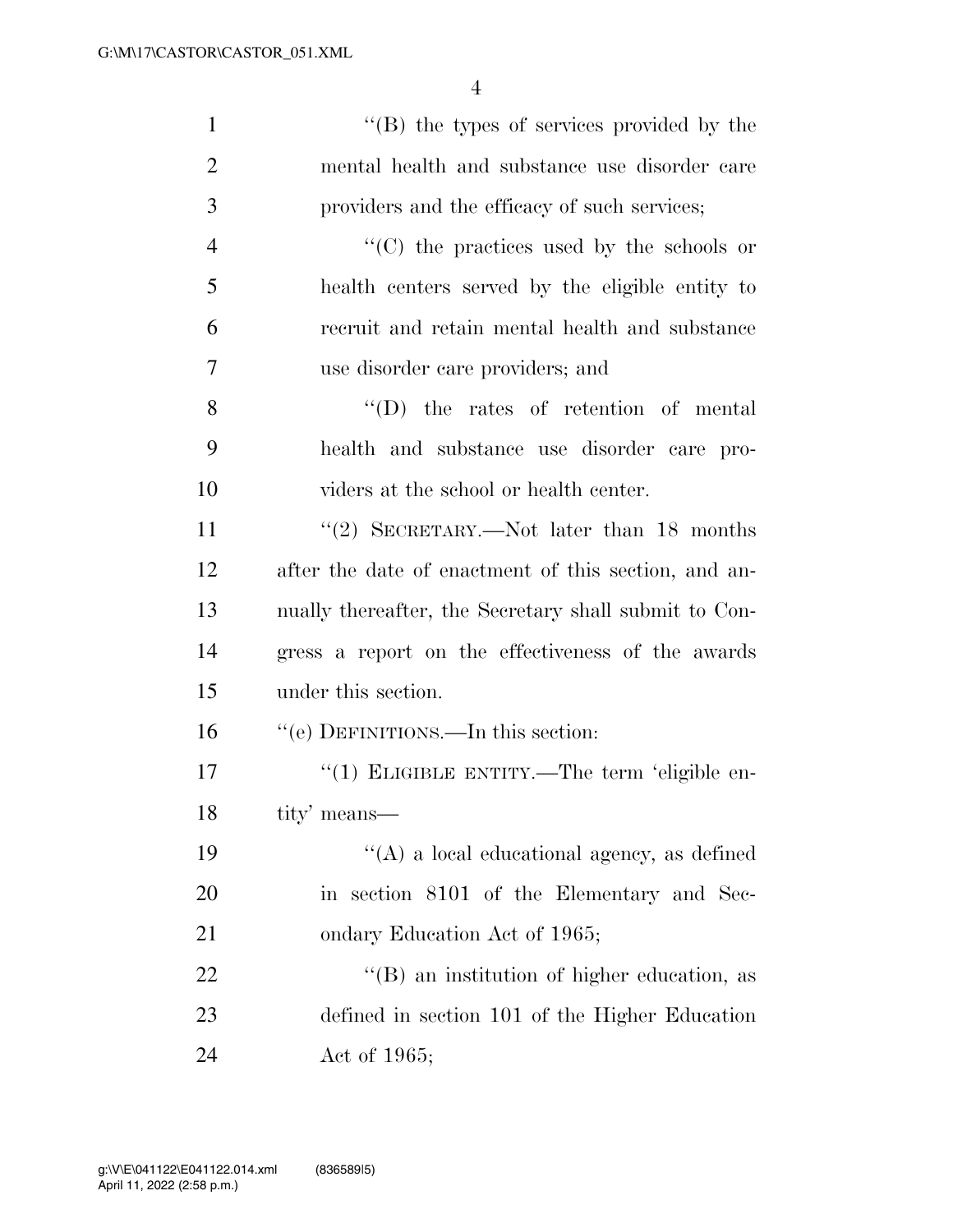''(B) the types of services provided by the mental health and substance use disorder care providers and the efficacy of such services;

''(C) the practices used by the schools or health centers served by the eligible entity to recruit and retain mental health and substance use disorder care providers; and

''(D) the rates of retention of mental health and substance use disorder care providers at the school or health center.

''(2) SECRETARY.—Not later than 18 months after the date of enactment of this section, and annually thereafter, the Secretary shall submit to Congress a report on the effectiveness of the awards under this section.

''(e) DEFINITIONS.—In this section:

''(1) ELIGIBLE ENTITY.—The term 'eligible entity' means—

''(A) a local educational agency, as defined in section 8101 of the Elementary and Secondary Education Act of 1965;

''(B) an institution of higher education, as defined in section 101 of the Higher Education Act of 1965;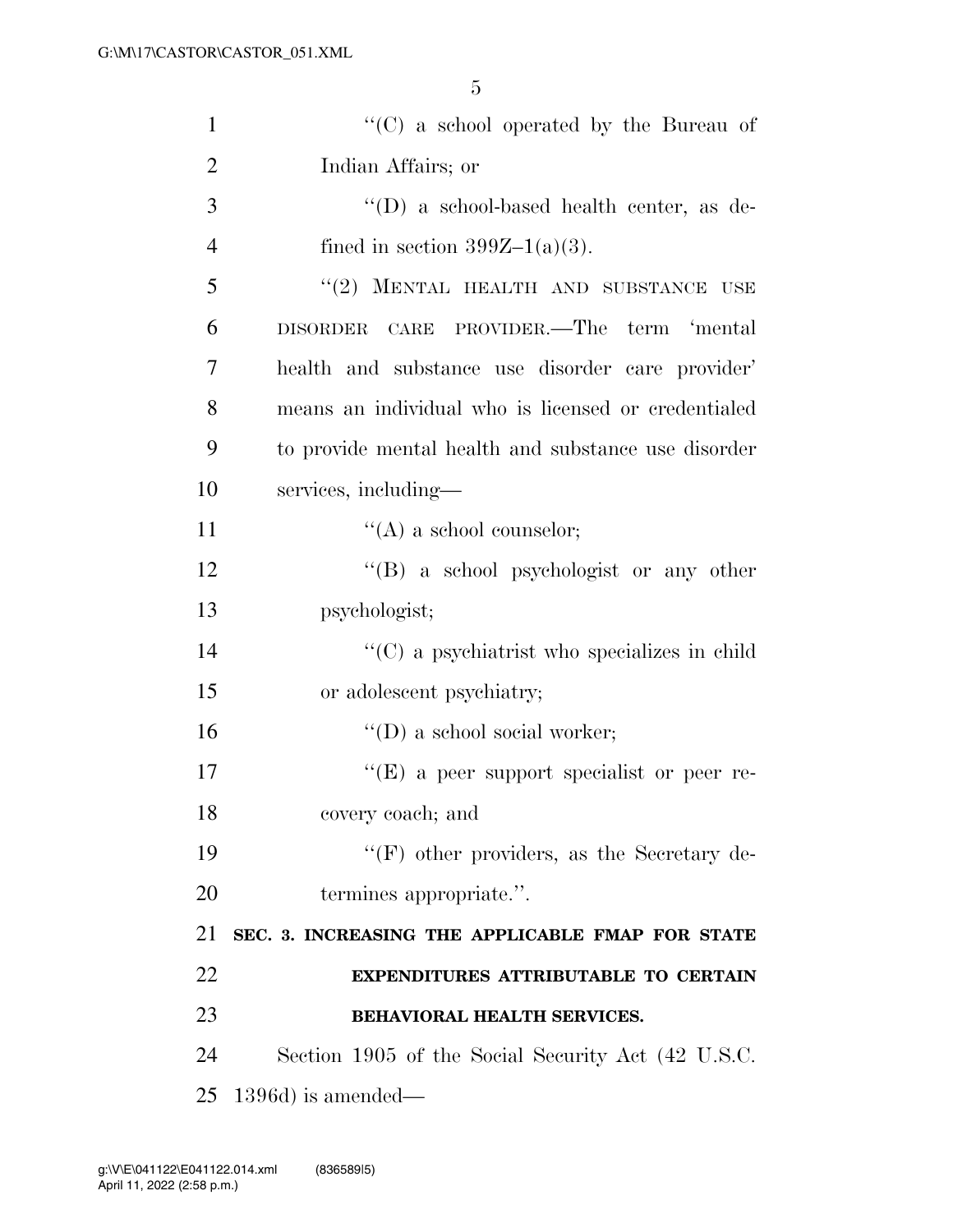"(C) a school operated by the Bureau of Indian Affairs; or

"(D) a school-based health center, as defined in section 399Z–1(a)(3).

"(2) MENTAL HEALTH AND SUBSTANCE USE DISORDER CARE PROVIDER.—The term 'mental health and substance use disorder care provider' means an individual who is licensed or credentialed to provide mental health and substance use disorder services, including—

"(A) a school counselor;

"(B) a school psychologist or any other psychologist;

"(C) a psychiatrist who specializes in child or adolescent psychiatry;

"(D) a school social worker;

"(E) a peer support specialist or peer recovery coach; and

"(F) other providers, as the Secretary determines appropriate.".

**SEC. 3. INCREASING THE APPLICABLE FMAP FOR STATE EXPENDITURES ATTRIBUTABLE TO CERTAIN BEHAVIORAL HEALTH SERVICES.**

Section 1905 of the Social Security Act (42 U.S.C. 1396d) is amended—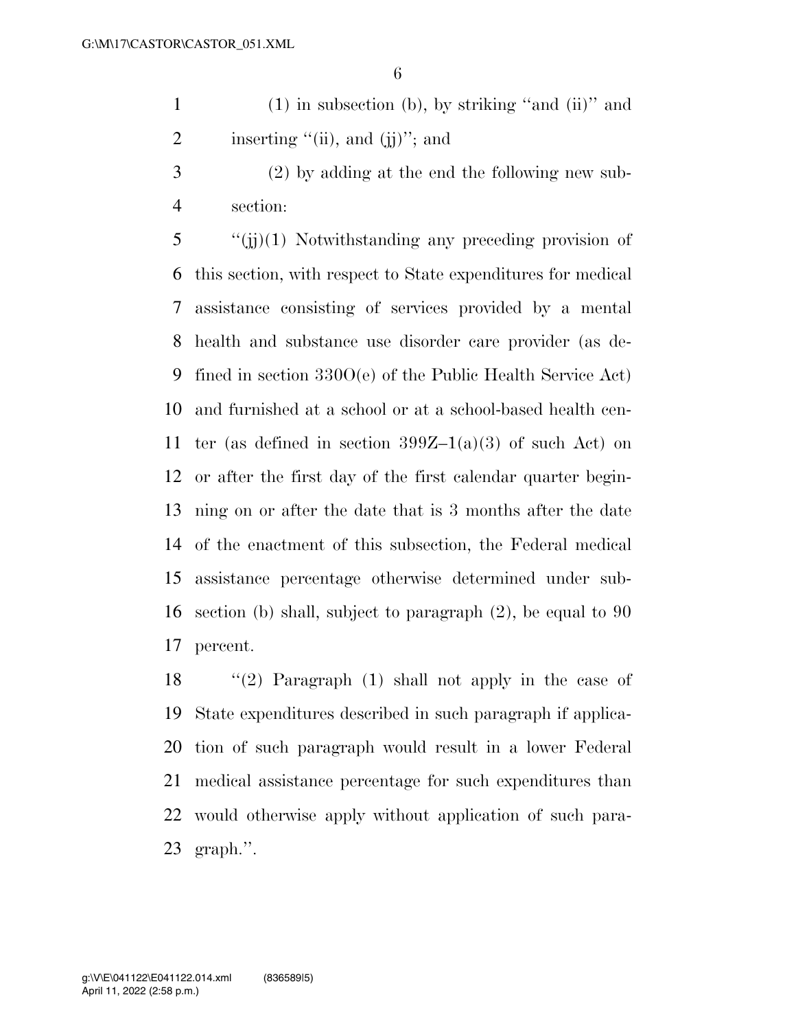(1) in subsection (b), by striking ''and (ii)'' and inserting ''(ii), and (jj)''; and

(2) by adding at the end the following new subsection:

''(jj)(1) Notwithstanding any preceding provision of this section, with respect to State expenditures for medical assistance consisting of services provided by a mental health and substance use disorder care provider (as defined in section 330O(e) of the Public Health Service Act) and furnished at a school or at a school-based health center (as defined in section 399Z–1(a)(3) of such Act) on or after the first day of the first calendar quarter beginning on or after the date that is 3 months after the date of the enactment of this subsection, the Federal medical assistance percentage otherwise determined under subsection (b) shall, subject to paragraph (2), be equal to 90 percent.

''(2) Paragraph (1) shall not apply in the case of State expenditures described in such paragraph if application of such paragraph would result in a lower Federal medical assistance percentage for such expenditures than would otherwise apply without application of such paragraph.''.